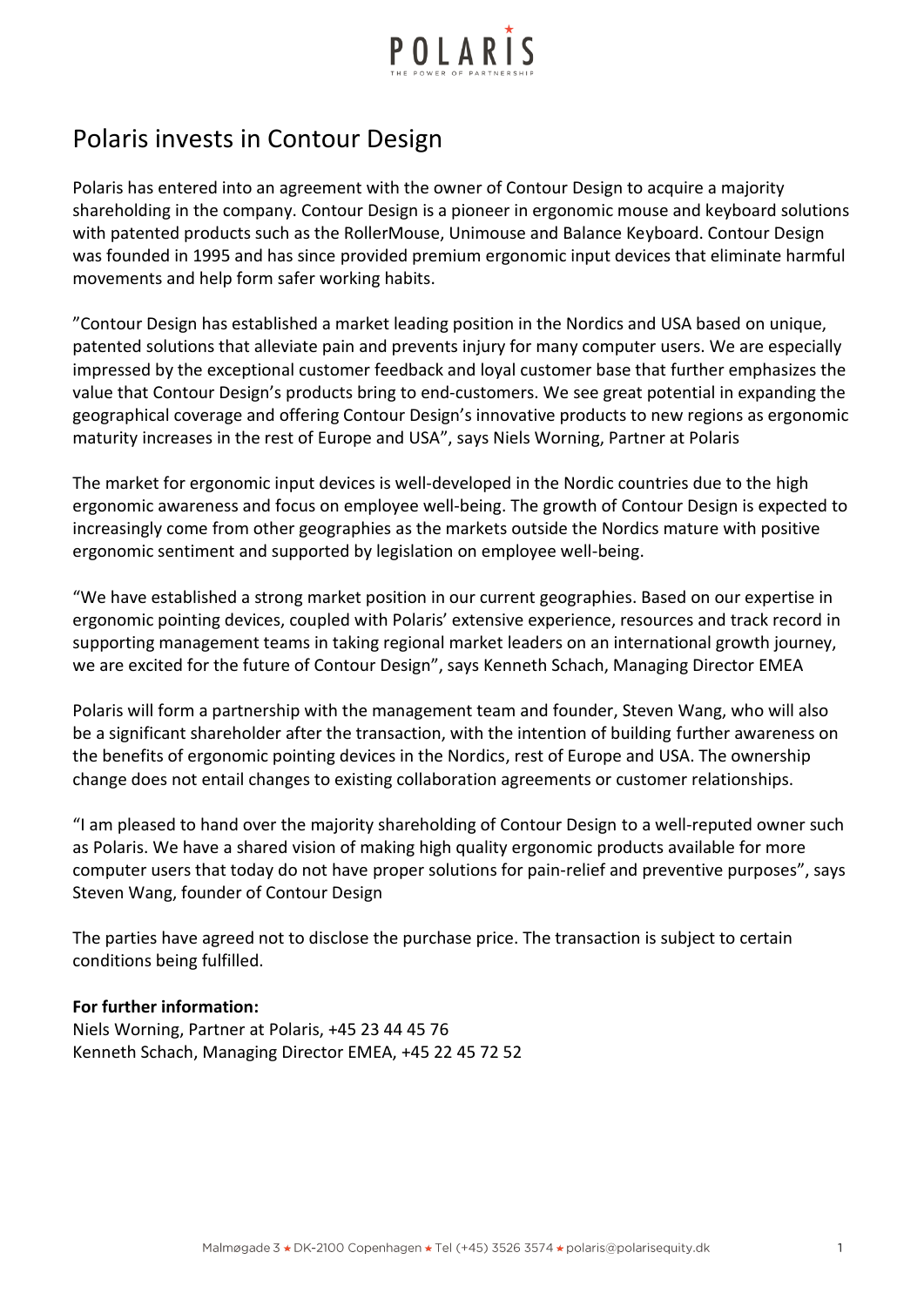# Polaris invests in Contour Design

Polaris has entered into an agreement with the owner of Contour Design to acquire a majority shareholding in the company. Contour Design is a pioneer in ergonomic mouse and keyboard solutions with patented products such as the RollerMouse, Unimouse and Balance Keyboard. Contour Design was founded in 1995 and has since provided premium ergonomic input devices that eliminate harmful movements and help form safer working habits.

”Contour Design has established a market leading position in the Nordics and USA based on unique, patented solutions that alleviate pain and prevents injury for many computer users. We are especially impressed by the exceptional customer feedback and loyal customer base that further emphasizes the value that Contour Design's products bring to end-customers. We see great potential in expanding the geographical coverage and offering Contour Design's innovative products to new regions as ergonomic maturity increases in the rest of Europe and USA”, says Niels Worning, Partner at Polaris

The market for ergonomic input devices is well-developed in the Nordic countries due to the high ergonomic awareness and focus on employee well-being. The growth of Contour Design is expected to increasingly come from other geographies as the markets outside the Nordics mature with positive ergonomic sentiment and supported by legislation on employee well-being.

“We have established a strong market position in our current geographies. Based on our expertise in ergonomic pointing devices, coupled with Polaris' extensive experience, resources and track record in supporting management teams in taking regional market leaders on an international growth journey, we are excited for the future of Contour Design”, says Kenneth Schach, Managing Director EMEA

Polaris will form a partnership with the management team and founder, Steven Wang, who will also be a significant shareholder after the transaction, with the intention of building further awareness on the benefits of ergonomic pointing devices in the Nordics, rest of Europe and USA. The ownership change does not entail changes to existing collaboration agreements or customer relationships.

“I am pleased to hand over the majority shareholding of Contour Design to a well-reputed owner such as Polaris. We have a shared vision of making high quality ergonomic products available for more computer users that today do not have proper solutions for pain-relief and preventive purposes”, says Steven Wang, founder of Contour Design

The parties have agreed not to disclose the purchase price. The transaction is subject to certain conditions being fulfilled.

**For further information:**
Niels Worning, Partner at Polaris, +45 23 44 45 76
Kenneth Schach, Managing Director EMEA, +45 22 45 72 52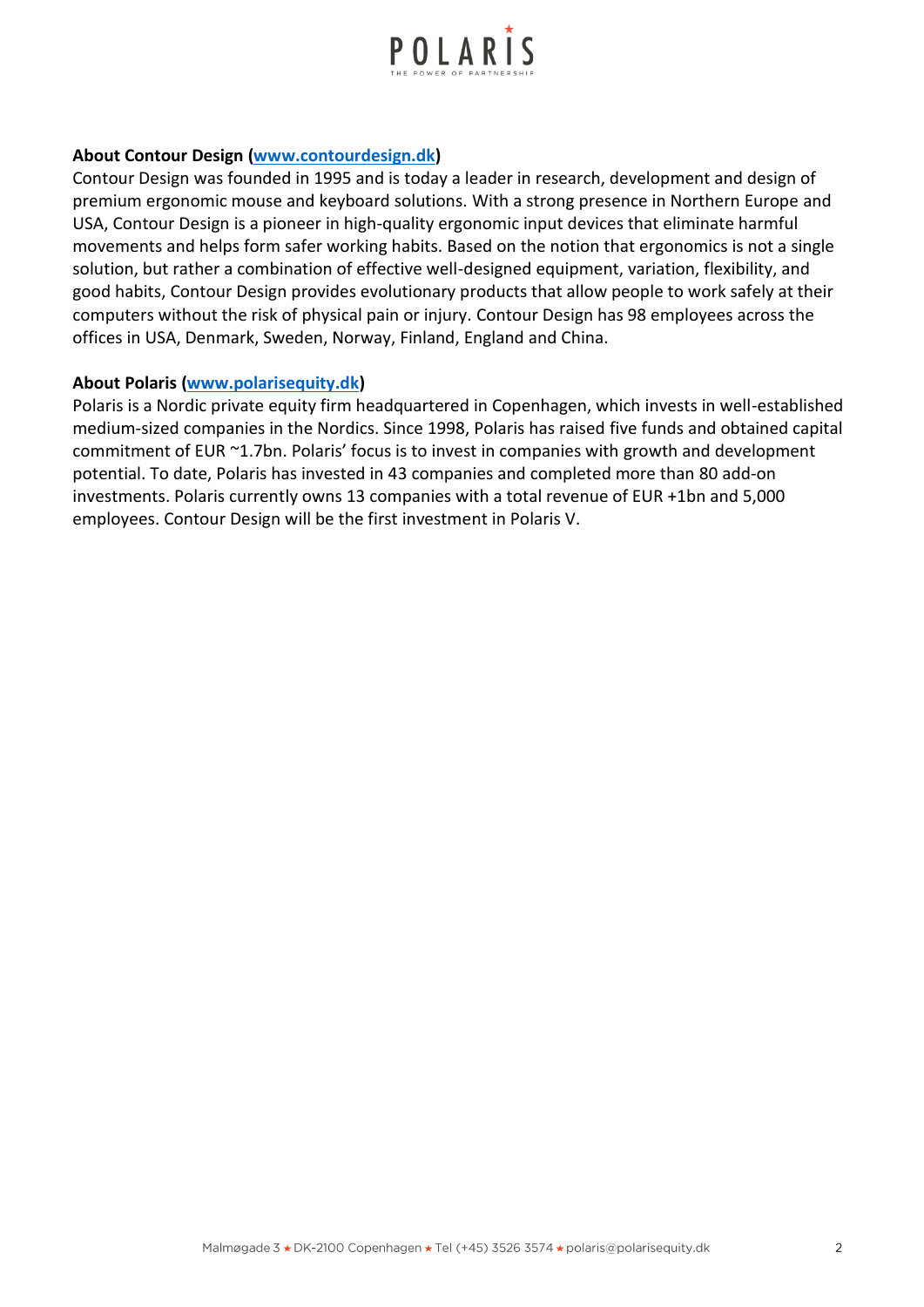**About Contour Design ([www.contourdesign.dk](www.contourdesign.dk))**

Contour Design was founded in 1995 and is today a leader in research, development and design of premium ergonomic mouse and keyboard solutions. With a strong presence in Northern Europe and USA, Contour Design is a pioneer in high-quality ergonomic input devices that eliminate harmful movements and helps form safer working habits. Based on the notion that ergonomics is not a single solution, but rather a combination of effective well-designed equipment, variation, flexibility, and good habits, Contour Design provides evolutionary products that allow people to work safely at their computers without the risk of physical pain or injury. Contour Design has 98 employees across the offices in USA, Denmark, Sweden, Norway, Finland, England and China.

**About Polaris ([www.polarisequity.dk](www.polarisequity.dk))**

Polaris is a Nordic private equity firm headquartered in Copenhagen, which invests in well-established medium-sized companies in the Nordics. Since 1998, Polaris has raised five funds and obtained capital commitment of EUR ~1.7bn. Polaris' focus is to invest in companies with growth and development potential. To date, Polaris has invested in 43 companies and completed more than 80 add-on investments. Polaris currently owns 13 companies with a total revenue of EUR +1bn and 5,000 employees. Contour Design will be the first investment in Polaris V.